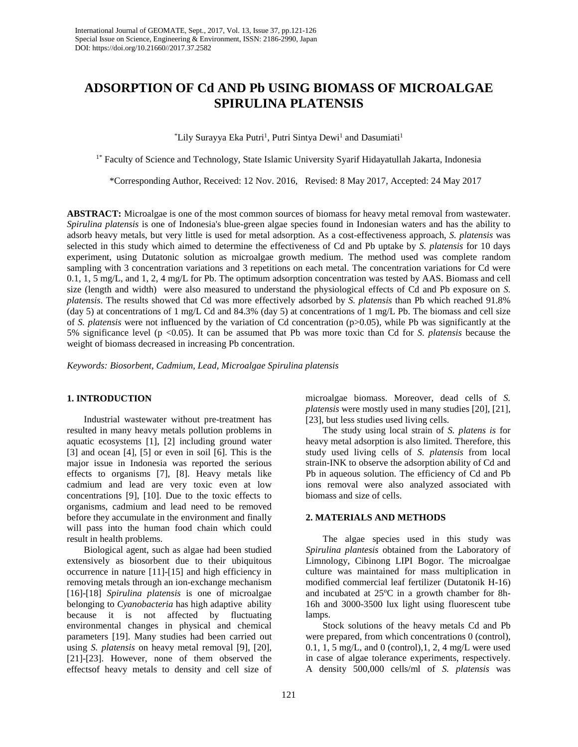# ADSORPTION OF Cd AND Pb USING BIOMASS OF MICROALGAE SPIRULINA PLATENSIS

*Lily Surayya Eka Putri[1], Putri Sintya Dewi[1] and Dasumiati[1]

[1*] Faculty of Science and Technology, State Islamic University Syarif Hidayatullah Jakarta, Indonesia

*Corresponding Author, Received: 12 Nov. 2016, Revised: 8 May 2017, Accepted: 24 May 2017

**ABSTRACT:** Microalgae is one of the most common sources of biomass for heavy metal removal from wastewater. *Spirulina platensis* is one of Indonesia's blue-green algae species found in Indonesian waters and has the ability to adsorb heavy metals, but very little is used for metal adsorption. As a cost-effectiveness approach, *S. platensis* was selected in this study which aimed to determine the effectiveness of Cd and Pb uptake by *S. platensis* for 10 days experiment, using Dutatonic solution as microalgae growth medium. The method used was complete random sampling with 3 concentration variations and 3 repetitions on each metal. The concentration variations for Cd were 0.1, 1, 5 mg/L, and 1, 2, 4 mg/L for Pb. The optimum adsorption concentration was tested by AAS. Biomass and cell size (length and width) were also measured to understand the physiological effects of Cd and Pb exposure on *S. platensis*. The results showed that Cd was more effectively adsorbed by *S. platensis* than Pb which reached 91.8% (day 5) at concentrations of 1 mg/L Cd and 84.3% (day 5) at concentrations of 1 mg/L Pb. The biomass and cell size of *S. platensis* were not influenced by the variation of Cd concentration ($p>0.05$), while Pb was significantly at the 5% significance level ($p<0.05$). It can be assumed that Pb was more toxic than Cd for *S. platensis* because the weight of biomass decreased in increasing Pb concentration.

*Keywords: Biosorbent, Cadmium, Lead, Microalgae Spirulina platensis*

## 1. INTRODUCTION

Industrial wastewater without pre-treatment has resulted in many heavy metals pollution problems in aquatic ecosystems [1], [2] including ground water [3] and ocean [4], [5] or even in soil [6]. This is the major issue in Indonesia was reported the serious effects to organisms [7], [8]. Heavy metals like cadmium and lead are very toxic even at low concentrations [9], [10]. Due to the toxic effects to organisms, cadmium and lead need to be removed before they accumulate in the environment and finally will pass into the human food chain which could result in health problems.

Biological agent, such as algae had been studied extensively as biosorbent due to their ubiquitous occurrence in nature [11]-[15] and high efficiency in removing metals through an ion-exchange mechanism [16]-[18] *Spirulina platensis* is one of microalgae belonging to *Cyanobacteria* has high adaptive ability because it is not affected by fluctuating environmental changes in physical and chemical parameters [19]. Many studies had been carried out using *S. platensis* on heavy metal removal [9], [20], [21]-[23]. However, none of them observed the effectsof heavy metals to density and cell size of microalgae biomass. Moreover, dead cells of *S. platensis* were mostly used in many studies [20], [21], [23], but less studies used living cells.

The study using local strain of *S. platens is* for heavy metal adsorption is also limited. Therefore, this study used living cells of *S. platensis* from local strain-INK to observe the adsorption ability of Cd and Pb in aqueous solution. The efficiency of Cd and Pb ions removal were also analyzed associated with biomass and size of cells.

## 2. MATERIALS AND METHODS

The algae species used in this study was *Spirulina plantesis* obtained from the Laboratory of Limnology, Cibinong LIPI Bogor. The microalgae culture was maintained for mass multiplication in modified commercial leaf fertilizer (Dutatonik H-16) and incubated at 25ºC in a growth chamber for 8h-16h and 3000-3500 lux light using fluorescent tube lamps.

Stock solutions of the heavy metals Cd and Pb were prepared, from which concentrations 0 (control), 0.1, 1, 5 mg/L, and 0 (control),1, 2, 4 mg/L were used in case of algae tolerance experiments, respectively. A density 500,000 cells/ml of *S. platensis* was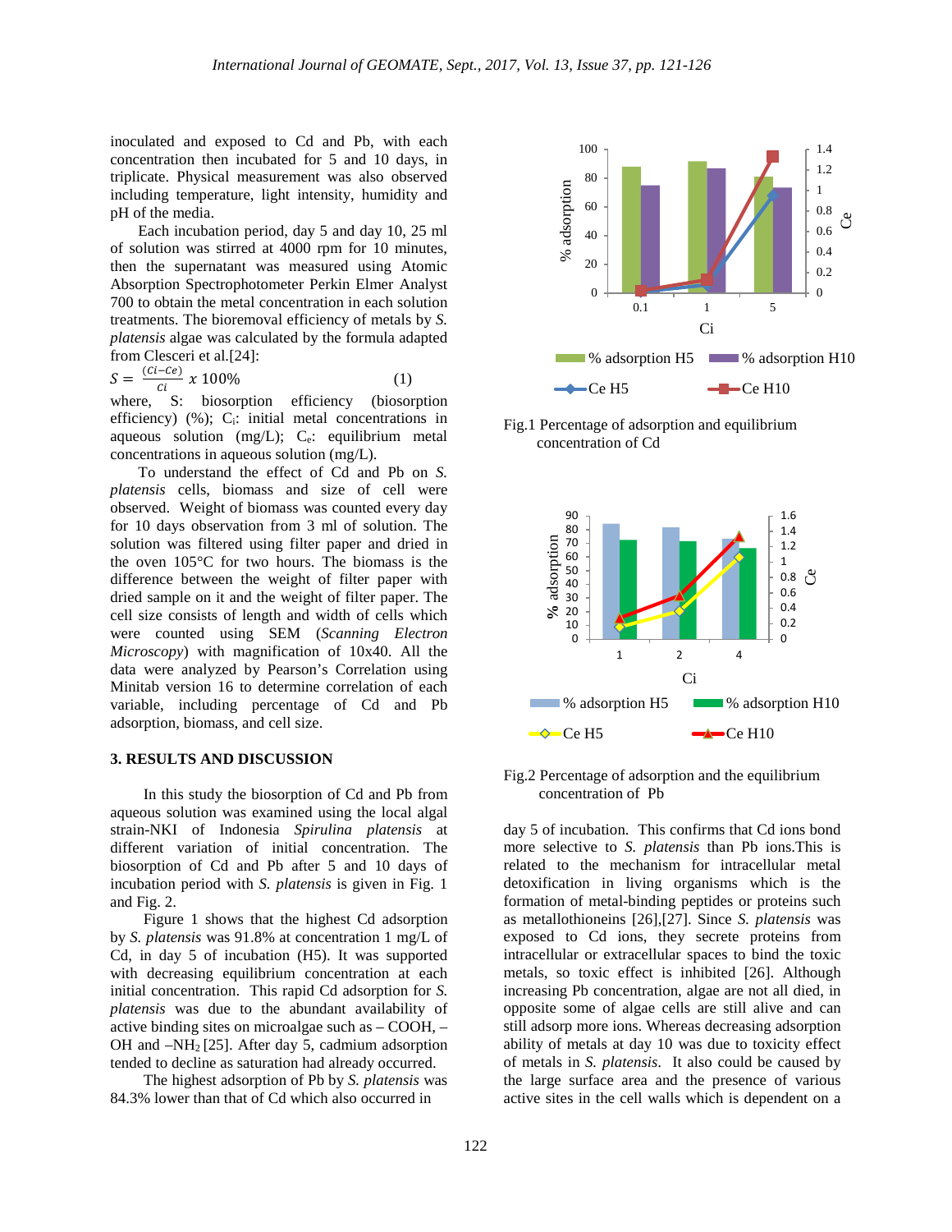inoculated and exposed to Cd and Pb, with each concentration then incubated for 5 and 10 days, in triplicate. Physical measurement was also observed including temperature, light intensity, humidity and pH of the media.

Each incubation period, day 5 and day 10, 25 ml of solution was stirred at 4000 rpm for 10 minutes, then the supernatant was measured using Atomic Absorption Spectrophotometer Perkin Elmer Analyst 700 to obtain the metal concentration in each solution treatments. The bioremoval efficiency of metals by *S. platensis* algae was calculated by the formula adapted from Clesceri et al.[24]:

$$S = \frac{(Ci - Ce)}{ci} \times 100\% \qquad (1)$$

where, S: biosorption efficiency (biosorption efficiency) (%); $C_i$: initial metal concentrations in aqueous solution (mg/L); $C_e$: equilibrium metal concentrations in aqueous solution (mg/L).

To understand the effect of Cd and Pb on *S. platensis* cells, biomass and size of cell were observed. Weight of biomass was counted every day for 10 days observation from 3 ml of solution. The solution was filtered using filter paper and dried in the oven 105°C for two hours. The biomass is the difference between the weight of filter paper with dried sample on it and the weight of filter paper. The cell size consists of length and width of cells which were counted using SEM (*Scanning Electron Microscopy*) with magnification of 10x40. All the data were analyzed by Pearson's Correlation using Minitab version 16 to determine correlation of each variable, including percentage of Cd and Pb adsorption, biomass, and cell size.

## 3. RESULTS AND DISCUSSION

In this study the biosorption of Cd and Pb from aqueous solution was examined using the local algal strain-NKI of Indonesia *Spirulina platensis* at different variation of initial concentration. The biosorption of Cd and Pb after 5 and 10 days of incubation period with *S. platensis* is given in Fig. 1 and Fig. 2.

Figure 1 shows that the highest Cd adsorption by *S. platensis* was 91.8% at concentration 1 mg/L of Cd, in day 5 of incubation (H5). It was supported with decreasing equilibrium concentration at each initial concentration. This rapid Cd adsorption for *S. platensis* was due to the abundant availability of active binding sites on microalgae such as –COOH, –OH and $–NH_2$ [25]. After day 5, cadmium adsorption tended to decline as saturation had already occurred.

The highest adsorption of Pb by *S. platensis* was 84.3% lower than that of Cd which also occurred in

Fig.1 Percentage of adsorption and equilibrium concentration of Cd

Fig.2 Percentage of adsorption and the equilibrium concentration of Pb

day 5 of incubation. This confirms that Cd ions bond more selective to *S. platensis* than Pb ions.This is related to the mechanism for intracellular metal detoxification in living organisms which is the formation of metal-binding peptides or proteins such as metallothioneins [26],[27]. Since *S. platensis* was exposed to Cd ions, they secrete proteins from intracellular or extracellular spaces to bind the toxic metals, so toxic effect is inhibited [26]. Although increasing Pb concentration, algae are not all died, in opposite some of algae cells are still alive and can still adsorp more ions. Whereas decreasing adsorption ability of metals at day 10 was due to toxicity effect of metals in *S. platensis*. It also could be caused by the large surface area and the presence of various active sites in the cell walls which is dependent on a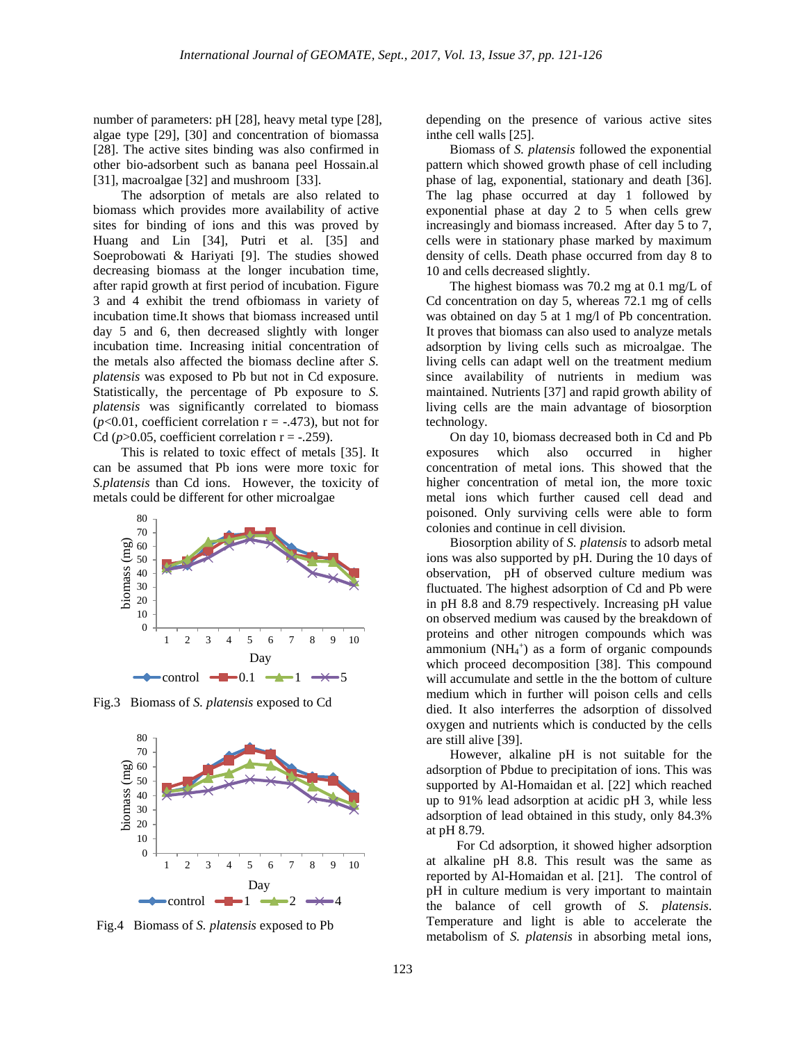number of parameters: pH [28], heavy metal type [28], algae type [29], [30] and concentration of biomassa [28]. The active sites binding was also confirmed in other bio-adsorbent such as banana peel Hossain.al [31], macroalgae [32] and mushroom [33].

The adsorption of metals are also related to biomass which provides more availability of active sites for binding of ions and this was proved by Huang and Lin [34], Putri et al. [35] and Soeprobowati & Hariyati [9]. The studies showed decreasing biomass at the longer incubation time, after rapid growth at first period of incubation. Figure 3 and 4 exhibit the trend ofbiomass in variety of incubation time.It shows that biomass increased until day 5 and 6, then decreased slightly with longer incubation time. Increasing initial concentration of the metals also affected the biomass decline after *S. platensis* was exposed to Pb but not in Cd exposure. Statistically, the percentage of Pb exposure to *S. platensis* was significantly correlated to biomass ($p$<0.01, coefficient correlation r = -.473), but not for Cd ($p$>0.05, coefficient correlation r = -.259).

This is related to toxic effect of metals [35]. It can be assumed that Pb ions were more toxic for *S.platensis* than Cd ions. However, the toxicity of metals could be different for other microalgae depending on the presence of various active sites inthe cell walls [25].

Fig.3 Biomass of *S. platensis* exposed to Cd

Fig.4 Biomass of *S. platensis* exposed to Pb

Biomass of *S. platensis* followed the exponential pattern which showed growth phase of cell including phase of lag, exponential, stationary and death [36]. The lag phase occurred at day 1 followed by exponential phase at day 2 to 5 when cells grew increasingly and biomass increased. After day 5 to 7, cells were in stationary phase marked by maximum density of cells. Death phase occurred from day 8 to 10 and cells decreased slightly.

The highest biomass was 70.2 mg at 0.1 mg/L of Cd concentration on day 5, whereas 72.1 mg of cells was obtained on day 5 at 1 mg/l of Pb concentration. It proves that biomass can also used to analyze metals adsorption by living cells such as microalgae. The living cells can adapt well on the treatment medium since availability of nutrients in medium was maintained. Nutrients [37] and rapid growth ability of living cells are the main advantage of biosorption technology.

On day 10, biomass decreased both in Cd and Pb exposures which also occurred in higher concentration of metal ions. This showed that the higher concentration of metal ion, the more toxic metal ions which further caused cell dead and poisoned. Only surviving cells were able to form colonies and continue in cell division.

Biosorption ability of *S. platensis* to adsorb metal ions was also supported by pH. During the 10 days of observation, pH of observed culture medium was fluctuated. The highest adsorption of Cd and Pb were in pH 8.8 and 8.79 respectively. Increasing pH value on observed medium was caused by the breakdown of proteins and other nitrogen compounds which was ammonium ($NH_4^+$) as a form of organic compounds which proceed decomposition [38]. This compound will accumulate and settle in the the bottom of culture medium which in further will poison cells and cells died. It also interferres the adsorption of dissolved oxygen and nutrients which is conducted by the cells are still alive [39].

However, alkaline pH is not suitable for the adsorption of Pbdue to precipitation of ions. This was supported by Al-Homaidan et al. [22] which reached up to 91% lead adsorption at acidic pH 3, while less adsorption of lead obtained in this study, only 84.3% at pH 8.79.

For Cd adsorption, it showed higher adsorption at alkaline pH 8.8. This result was the same as reported by Al-Homaidan et al. [21]. The control of pH in culture medium is very important to maintain the balance of cell growth of *S. platensis*. Temperature and light is able to accelerate the metabolism of *S. platensis* in absorbing metal ions,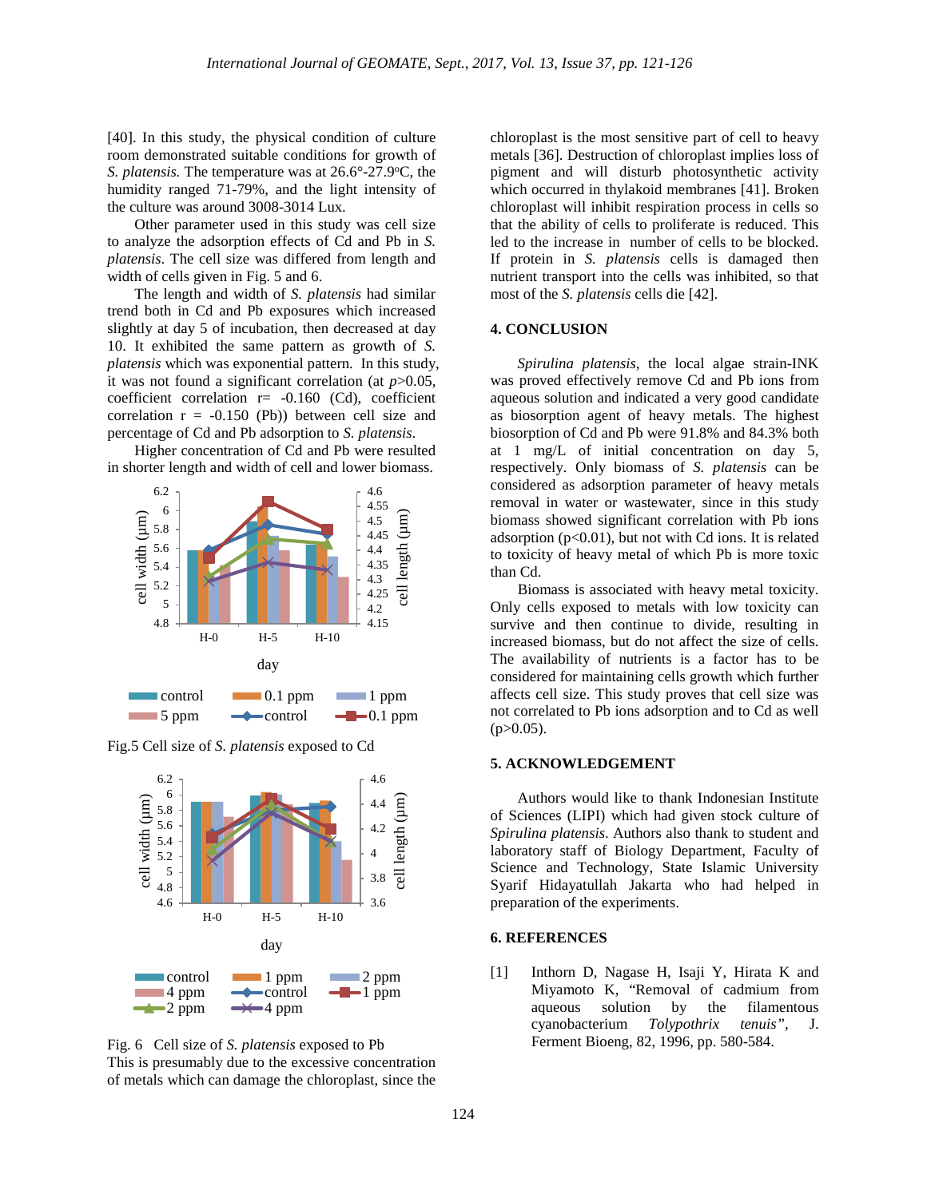[40]. In this study, the physical condition of culture room demonstrated suitable conditions for growth of *S. platensis.* The temperature was at 26.6°-27.9°C, the humidity ranged 71-79%, and the light intensity of the culture was around 3008-3014 Lux.

Other parameter used in this study was cell size to analyze the adsorption effects of Cd and Pb in *S. platensis*. The cell size was differed from length and width of cells given in Fig. 5 and 6.

The length and width of *S. platensis* had similar trend both in Cd and Pb exposures which increased slightly at day 5 of incubation, then decreased at day 10. It exhibited the same pattern as growth of *S. platensis* which was exponential pattern. In this study, it was not found a significant correlation (at $p>0.05$, coefficient correlation r= -0.160 (Cd), coefficient correlation r = -0.150 (Pb)) between cell size and percentage of Cd and Pb adsorption to *S. platensis*.

Higher concentration of Cd and Pb were resulted in shorter length and width of cell and lower biomass.

Fig.5 Cell size of *S. platensis* exposed to Cd

Fig. 6 Cell size of *S. platensis* exposed to Pb

This is presumably due to the excessive concentration of metals which can damage the chloroplast, since the chloroplast is the most sensitive part of cell to heavy metals [36]. Destruction of chloroplast implies loss of pigment and will disturb photosynthetic activity which occurred in thylakoid membranes [41]. Broken chloroplast will inhibit respiration process in cells so that the ability of cells to proliferate is reduced. This led to the increase in number of cells to be blocked. If protein in *S. platensis* cells is damaged then nutrient transport into the cells was inhibited, so that most of the *S. platensis* cells die [42].

## 4. CONCLUSION

*Spirulina platensis*, the local algae strain-INK was proved effectively remove Cd and Pb ions from aqueous solution and indicated a very good candidate as biosorption agent of heavy metals. The highest biosorption of Cd and Pb were 91.8% and 84.3% both at 1 mg/L of initial concentration on day 5, respectively. Only biomass of *S. platensis* can be considered as adsorption parameter of heavy metals removal in water or wastewater, since in this study biomass showed significant correlation with Pb ions adsorption ($p<0.01$), but not with Cd ions. It is related to toxicity of heavy metal of which Pb is more toxic than Cd.

Biomass is associated with heavy metal toxicity. Only cells exposed to metals with low toxicity can survive and then continue to divide, resulting in increased biomass, but do not affect the size of cells. The availability of nutrients is a factor has to be considered for maintaining cells growth which further affects cell size. This study proves that cell size was not correlated to Pb ions adsorption and to Cd as well ($p>0.05$).

## 5. ACKNOWLEDGEMENT

Authors would like to thank Indonesian Institute of Sciences (LIPI) which had given stock culture of *Spirulina platensis*. Authors also thank to student and laboratory staff of Biology Department, Faculty of Science and Technology, State Islamic University Syarif Hidayatullah Jakarta who had helped in preparation of the experiments.

## 6. REFERENCES

[1] Inthorn D, Nagase H, Isaji Y, Hirata K and Miyamoto K, "Removal of cadmium from aqueous solution by the filamentous cyanobacterium *Tolypothrix tenuis"*, J. Ferment Bioeng, 82, 1996, pp. 580-584.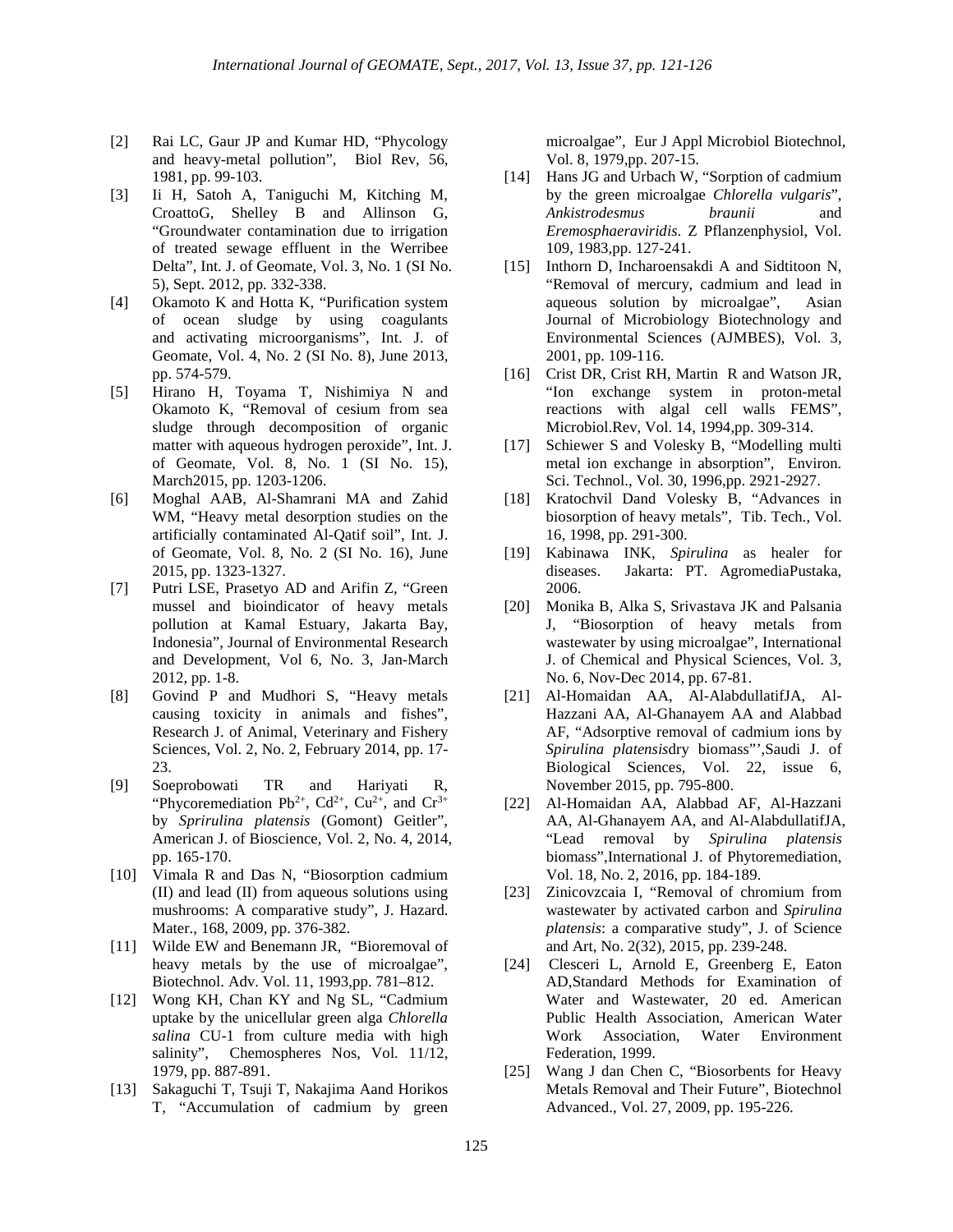[2] Rai LC, Gaur JP and Kumar HD, "Phycology and heavy-metal pollution", Biol Rev, 56, 1981, pp. 99-103.

[3] Ii H, Satoh A, Taniguchi M, Kitching M, CroattoG, Shelley B and Allinson G, "Groundwater contamination due to irrigation of treated sewage effluent in the Werribee Delta", Int. J. of Geomate, Vol. 3, No. 1 (SI No. 5), Sept. 2012, pp. 332-338.

[4] Okamoto K and Hotta K, "Purification system of ocean sludge by using coagulants and activating microorganisms", Int. J. of Geomate, Vol. 4, No. 2 (SI No. 8), June 2013, pp. 574-579.

[5] Hirano H, Toyama T, Nishimiya N and Okamoto K, "Removal of cesium from sea sludge through decomposition of organic matter with aqueous hydrogen peroxide", Int. J. of Geomate, Vol. 8, No. 1 (SI No. 15), March2015, pp. 1203-1206.

[6] Moghal AAB, Al-Shamrani MA and Zahid WM, "Heavy metal desorption studies on the artificially contaminated Al-Qatif soil", Int. J. of Geomate, Vol. 8, No. 2 (SI No. 16), June 2015, pp. 1323-1327.

[7] Putri LSE, Prasetyo AD and Arifin Z, "Green mussel and bioindicator of heavy metals pollution at Kamal Estuary, Jakarta Bay, Indonesia", Journal of Environmental Research and Development, Vol 6, No. 3, Jan-March 2012, pp. 1-8.

[8] Govind P and Mudhori S, "Heavy metals causing toxicity in animals and fishes", Research J. of Animal, Veterinary and Fishery Sciences, Vol. 2, No. 2, February 2014, pp. 17-23.

[9] Soeprobowati TR and Hariyati R, "Phycoremediation $Pb^{2+}$, $Cd^{2+}$, $Cu^{2+}$, and $Cr^{3+}$ by *Sprirulina platensis* (Gomont) Geitler", American J. of Bioscience, Vol. 2, No. 4, 2014, pp. 165-170.

[10] Vimala R and Das N, "Biosorption cadmium (II) and lead (II) from aqueous solutions using mushrooms: A comparative study", J. Hazard. Mater., 168, 2009, pp. 376-382.

[11] Wilde EW and Benemann JR, "Bioremoval of heavy metals by the use of microalgae", Biotechnol. Adv. Vol. 11, 1993,pp. 781–812.

[12] Wong KH, Chan KY and Ng SL, "Cadmium uptake by the unicellular green alga *Chlorella salina* CU-1 from culture media with high salinity", Chemospheres Nos, Vol. 11/12, 1979, pp. 887-891.

[13] Sakaguchi T, Tsuji T, Nakajima Aand Horikos T, "Accumulation of cadmium by green microalgae", Eur J Appl Microbiol Biotechnol, Vol. 8, 1979,pp. 207-15.

[14] Hans JG and Urbach W, "Sorption of cadmium by the green microalgae *Chlorella vulgaris*", *Ankistrodesmus braunii* and *Eremosphaeraviridis*. Z Pflanzenphysiol, Vol. 109, 1983,pp. 127-241.

[15] Inthorn D, Incharoensakdi A and Sidtitoon N, "Removal of mercury, cadmium and lead in aqueous solution by microalgae", Asian Journal of Microbiology Biotechnology and Environmental Sciences (AJMBES), Vol. 3, 2001, pp. 109-116.

[16] Crist DR, Crist RH, Martin R and Watson JR, "Ion exchange system in proton-metal reactions with algal cell walls FEMS", Microbiol.Rev, Vol. 14, 1994,pp. 309-314.

[17] Schiewer S and Volesky B, "Modelling multi metal ion exchange in absorption", Environ. Sci. Technol., Vol. 30, 1996,pp. 2921-2927.

[18] Kratochvil Dand Volesky B, "Advances in biosorption of heavy metals", Tib. Tech., Vol. 16, 1998, pp. 291-300.

[19] Kabinawa INK, *Spirulina* as healer for diseases. Jakarta: PT. AgromediaPustaka, 2006.

[20] Monika B, Alka S, Srivastava JK and Palsania J, "Biosorption of heavy metals from wastewater by using microalgae", International J. of Chemical and Physical Sciences, Vol. 3, No. 6, Nov-Dec 2014, pp. 67-81.

[21] Al-Homaidan AA, Al-AlabdullatifJA, Al-Hazzani AA, Al-Ghanayem AA and Alabbad AF, "Adsorptive removal of cadmium ions by *Spirulina platensis*dry biomass"',Saudi J. of Biological Sciences, Vol. 22, issue 6, November 2015, pp. 795-800.

[22] Al-Homaidan AA, Alabbad AF, Al-Hazzani AA, Al-Ghanayem AA, and Al-AlabdullatifJA, "Lead removal by *Spirulina platensis* biomass",International J. of Phytoremediation, Vol. 18, No. 2, 2016, pp. 184-189.

[23] Zinicovzcaia I, "Removal of chromium from wastewater by activated carbon and *Spirulina platensis*: a comparative study", J. of Science and Art, No. 2(32), 2015, pp. 239-248.

[24] Clesceri L, Arnold E, Greenberg E, Eaton AD,Standard Methods for Examination of Water and Wastewater, 20 ed. American Public Health Association, American Water Work Association, Water Environment Federation, 1999.

[25] Wang J dan Chen C, "Biosorbents for Heavy Metals Removal and Their Future", Biotechnol Advanced., Vol. 27, 2009, pp. 195-226.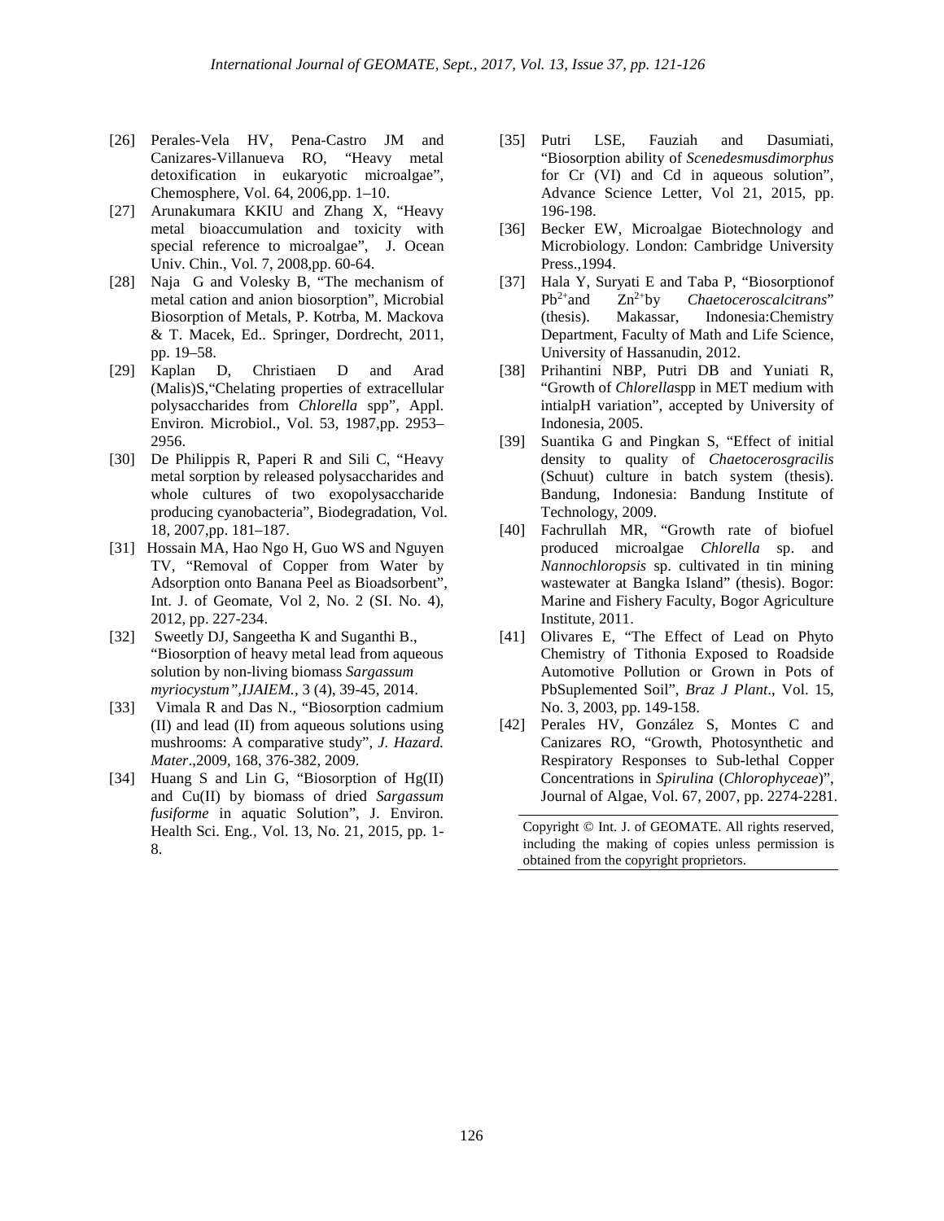[26] Perales-Vela HV, Pena-Castro JM and Canizares-Villanueva RO, "Heavy metal detoxification in eukaryotic microalgae", Chemosphere, Vol. 64, 2006,pp. 1–10.

[27] Arunakumara KKIU and Zhang X, "Heavy metal bioaccumulation and toxicity with special reference to microalgae", J. Ocean Univ. Chin., Vol. 7, 2008,pp. 60-64.

[28] Naja G and Volesky B, "The mechanism of metal cation and anion biosorption", Microbial Biosorption of Metals, P. Kotrba, M. Mackova & T. Macek, Ed.. Springer, Dordrecht, 2011, pp. 19–58.

[29] Kaplan D, Christiaen D and Arad (Malis)S,"Chelating properties of extracellular polysaccharides from *Chlorella* spp", Appl. Environ. Microbiol., Vol. 53, 1987,pp. 2953–2956.

[30] De Philippis R, Paperi R and Sili C, "Heavy metal sorption by released polysaccharides and whole cultures of two exopolysaccharide producing cyanobacteria", Biodegradation, Vol. 18, 2007,pp. 181–187.

[31] Hossain MA, Hao Ngo H, Guo WS and Nguyen TV, "Removal of Copper from Water by Adsorption onto Banana Peel as Bioadsorbent", Int. J. of Geomate, Vol 2, No. 2 (SI. No. 4), 2012, pp. 227-234.

[32] Sweetly DJ, Sangeetha K and Suganthi B., "Biosorption of heavy metal lead from aqueous solution by non-living biomass *Sargassum myriocystum",IJAIEM.*, 3 (4), 39-45, 2014.

[33] Vimala R and Das N., "Biosorption cadmium (II) and lead (II) from aqueous solutions using mushrooms: A comparative study", *J. Hazard. Mater*.,2009, 168, 376-382, 2009.

[34] Huang S and Lin G, "Biosorption of Hg(II) and Cu(II) by biomass of dried *Sargassum fusiforme* in aquatic Solution", J. Environ. Health Sci. Eng., Vol. 13, No. 21, 2015, pp. 1-8.

[35] Putri LSE, Fauziah and Dasumiati, "Biosorption ability of *Scenedesmusdimorphus* for Cr (VI) and Cd in aqueous solution", Advance Science Letter, Vol 21, 2015, pp. 196-198.

[36] Becker EW, Microalgae Biotechnology and Microbiology. London: Cambridge University Press.,1994.

[37] Hala Y, Suryati E and Taba P, "Biosorptionof $Pb^{2+}$and $Zn^{2+}$by *Chaetoceroscalcitrans*" (thesis). Makassar, Indonesia:Chemistry Department, Faculty of Math and Life Science, University of Hassanudin, 2012.

[38] Prihantini NBP, Putri DB and Yuniati R, "Growth of *Chlorella*spp in MET medium with intialpH variation", accepted by University of Indonesia, 2005.

[39] Suantika G and Pingkan S, "Effect of initial density to quality of *Chaetocerosgracilis* (Schuut) culture in batch system (thesis). Bandung, Indonesia: Bandung Institute of Technology, 2009.

[40] Fachrullah MR, "Growth rate of biofuel produced microalgae *Chlorella* sp. and *Nannochloropsis* sp. cultivated in tin mining wastewater at Bangka Island" (thesis). Bogor: Marine and Fishery Faculty, Bogor Agriculture Institute, 2011.

[41] Olivares E, "The Effect of Lead on Phyto Chemistry of Tithonia Exposed to Roadside Automotive Pollution or Grown in Pots of PbSuplemented Soil", *Braz J Plant*., Vol. 15, No. 3, 2003, pp. 149-158.

[42] Perales HV, González S, Montes C and Canizares RO, "Growth, Photosynthetic and Respiratory Responses to Sub-lethal Copper Concentrations in *Spirulina* (*Chlorophyceae*)", Journal of Algae, Vol. 67, 2007, pp. 2274-2281.

Copyright © Int. J. of GEOMATE. All rights reserved, including the making of copies unless permission is obtained from the copyright proprietors.